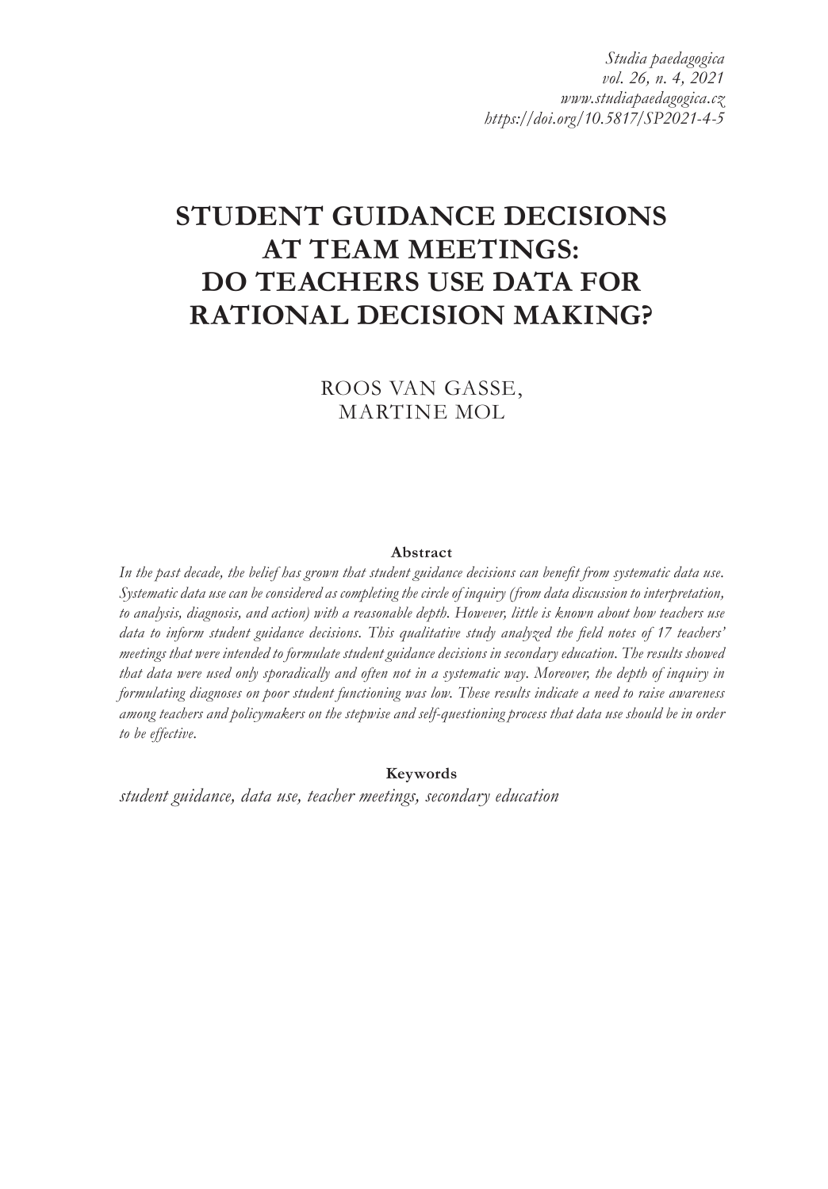# STUDENT GUIDANCE DECISIONS AT TEAM MEETINGS: DO TEACHERS USE DATA FOR RATIONAL DECISION MAKING?

ROOS VAN GASSE,
MARTINE MOL

**Abstract**

*In the past decade, the belief has grown that student guidance decisions can benefit from systematic data use. Systematic data use can be considered as completing the circle of inquiry (from data discussion to interpretation, to analysis, diagnosis, and action) with a reasonable depth. However, little is known about how teachers use data to inform student guidance decisions. This qualitative study analyzed the field notes of 17 teachers' meetings that were intended to formulate student guidance decisions in secondary education. The results showed that data were used only sporadically and often not in a systematic way. Moreover, the depth of inquiry in formulating diagnoses on poor student functioning was low. These results indicate a need to raise awareness among teachers and policymakers on the stepwise and self-questioning process that data use should be in order to be effective.*

**Keywords**

*student guidance, data use, teacher meetings, secondary education*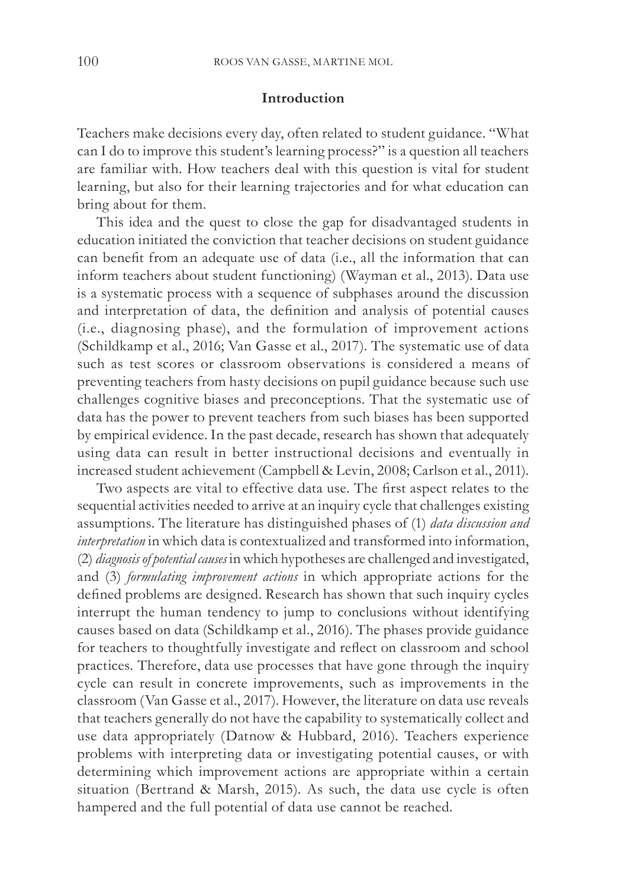## Introduction

Teachers make decisions every day, often related to student guidance. "What can I do to improve this student's learning process?" is a question all teachers are familiar with. How teachers deal with this question is vital for student learning, but also for their learning trajectories and for what education can bring about for them.

This idea and the quest to close the gap for disadvantaged students in education initiated the conviction that teacher decisions on student guidance can benefit from an adequate use of data (i.e., all the information that can inform teachers about student functioning) (Wayman et al., 2013). Data use is a systematic process with a sequence of subphases around the discussion and interpretation of data, the definition and analysis of potential causes (i.e., diagnosing phase), and the formulation of improvement actions (Schildkamp et al., 2016; Van Gasse et al., 2017). The systematic use of data such as test scores or classroom observations is considered a means of preventing teachers from hasty decisions on pupil guidance because such use challenges cognitive biases and preconceptions. That the systematic use of data has the power to prevent teachers from such biases has been supported by empirical evidence. In the past decade, research has shown that adequately using data can result in better instructional decisions and eventually in increased student achievement (Campbell & Levin, 2008; Carlson et al., 2011).

Two aspects are vital to effective data use. The first aspect relates to the sequential activities needed to arrive at an inquiry cycle that challenges existing assumptions. The literature has distinguished phases of (1) *data discussion and interpretation* in which data is contextualized and transformed into information, (2) *diagnosis of potential causes* in which hypotheses are challenged and investigated, and (3) *formulating improvement actions* in which appropriate actions for the defined problems are designed. Research has shown that such inquiry cycles interrupt the human tendency to jump to conclusions without identifying causes based on data (Schildkamp et al., 2016). The phases provide guidance for teachers to thoughtfully investigate and reflect on classroom and school practices. Therefore, data use processes that have gone through the inquiry cycle can result in concrete improvements, such as improvements in the classroom (Van Gasse et al., 2017). However, the literature on data use reveals that teachers generally do not have the capability to systematically collect and use data appropriately (Datnow & Hubbard, 2016). Teachers experience problems with interpreting data or investigating potential causes, or with determining which improvement actions are appropriate within a certain situation (Bertrand & Marsh, 2015). As such, the data use cycle is often hampered and the full potential of data use cannot be reached.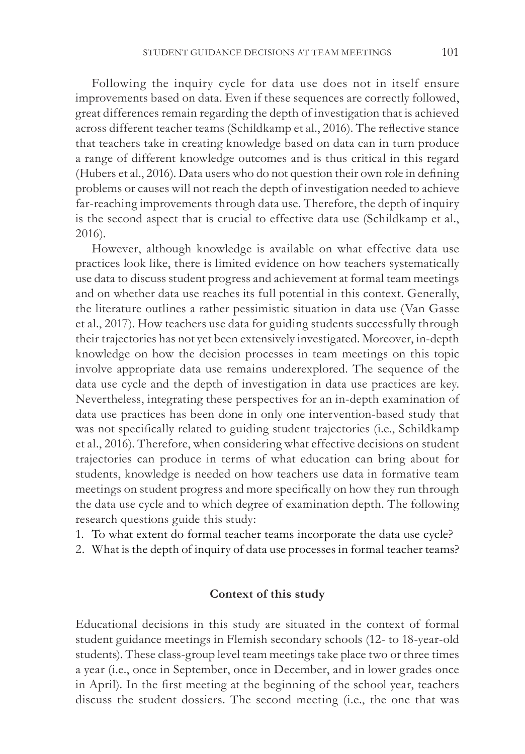Following the inquiry cycle for data use does not in itself ensure improvements based on data. Even if these sequences are correctly followed, great differences remain regarding the depth of investigation that is achieved across different teacher teams (Schildkamp et al., 2016). The reflective stance that teachers take in creating knowledge based on data can in turn produce a range of different knowledge outcomes and is thus critical in this regard (Hubers et al., 2016). Data users who do not question their own role in defining problems or causes will not reach the depth of investigation needed to achieve far-reaching improvements through data use. Therefore, the depth of inquiry is the second aspect that is crucial to effective data use (Schildkamp et al., 2016).

However, although knowledge is available on what effective data use practices look like, there is limited evidence on how teachers systematically use data to discuss student progress and achievement at formal team meetings and on whether data use reaches its full potential in this context. Generally, the literature outlines a rather pessimistic situation in data use (Van Gasse et al., 2017). How teachers use data for guiding students successfully through their trajectories has not yet been extensively investigated. Moreover, in-depth knowledge on how the decision processes in team meetings on this topic involve appropriate data use remains underexplored. The sequence of the data use cycle and the depth of investigation in data use practices are key. Nevertheless, integrating these perspectives for an in-depth examination of data use practices has been done in only one intervention-based study that was not specifically related to guiding student trajectories (i.e., Schildkamp et al., 2016). Therefore, when considering what effective decisions on student trajectories can produce in terms of what education can bring about for students, knowledge is needed on how teachers use data in formative team meetings on student progress and more specifically on how they run through the data use cycle and to which degree of examination depth. The following research questions guide this study:

1. To what extent do formal teacher teams incorporate the data use cycle?
2. What is the depth of inquiry of data use processes in formal teacher teams?

## Context of this study

Educational decisions in this study are situated in the context of formal student guidance meetings in Flemish secondary schools (12- to 18-year-old students). These class-group level team meetings take place two or three times a year (i.e., once in September, once in December, and in lower grades once in April). In the first meeting at the beginning of the school year, teachers discuss the student dossiers. The second meeting (i.e., the one that was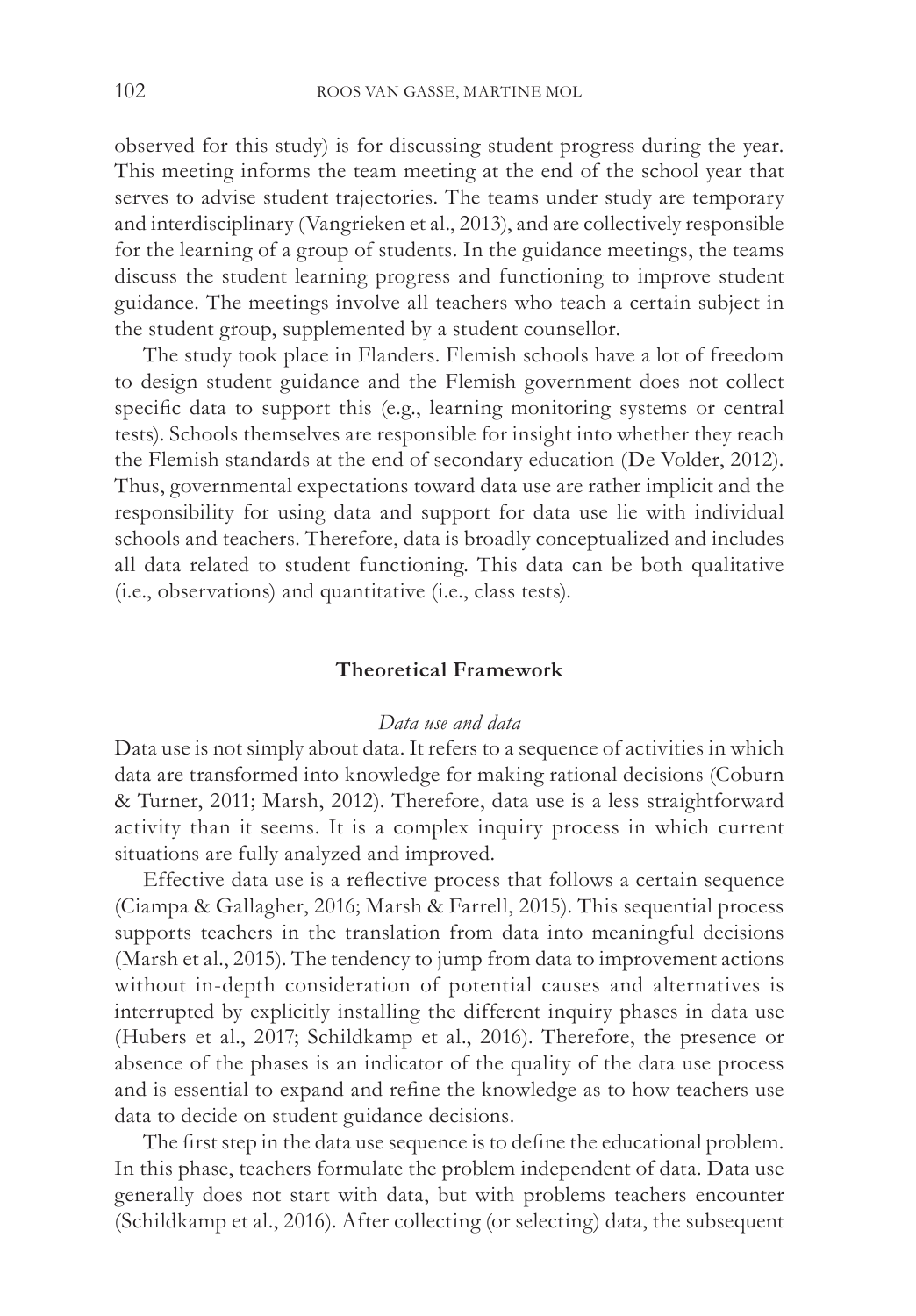observed for this study) is for discussing student progress during the year. This meeting informs the team meeting at the end of the school year that serves to advise student trajectories. The teams under study are temporary and interdisciplinary (Vangrieken et al., 2013), and are collectively responsible for the learning of a group of students. In the guidance meetings, the teams discuss the student learning progress and functioning to improve student guidance. The meetings involve all teachers who teach a certain subject in the student group, supplemented by a student counsellor.

The study took place in Flanders. Flemish schools have a lot of freedom to design student guidance and the Flemish government does not collect specific data to support this (e.g., learning monitoring systems or central tests). Schools themselves are responsible for insight into whether they reach the Flemish standards at the end of secondary education (De Volder, 2012). Thus, governmental expectations toward data use are rather implicit and the responsibility for using data and support for data use lie with individual schools and teachers. Therefore, data is broadly conceptualized and includes all data related to student functioning. This data can be both qualitative (i.e., observations) and quantitative (i.e., class tests).

## Theoretical Framework

### *Data use and data*

Data use is not simply about data. It refers to a sequence of activities in which data are transformed into knowledge for making rational decisions (Coburn & Turner, 2011; Marsh, 2012). Therefore, data use is a less straightforward activity than it seems. It is a complex inquiry process in which current situations are fully analyzed and improved.

Effective data use is a reflective process that follows a certain sequence (Ciampa & Gallagher, 2016; Marsh & Farrell, 2015). This sequential process supports teachers in the translation from data into meaningful decisions (Marsh et al., 2015). The tendency to jump from data to improvement actions without in-depth consideration of potential causes and alternatives is interrupted by explicitly installing the different inquiry phases in data use (Hubers et al., 2017; Schildkamp et al., 2016). Therefore, the presence or absence of the phases is an indicator of the quality of the data use process and is essential to expand and refine the knowledge as to how teachers use data to decide on student guidance decisions.

The first step in the data use sequence is to define the educational problem. In this phase, teachers formulate the problem independent of data. Data use generally does not start with data, but with problems teachers encounter (Schildkamp et al., 2016). After collecting (or selecting) data, the subsequent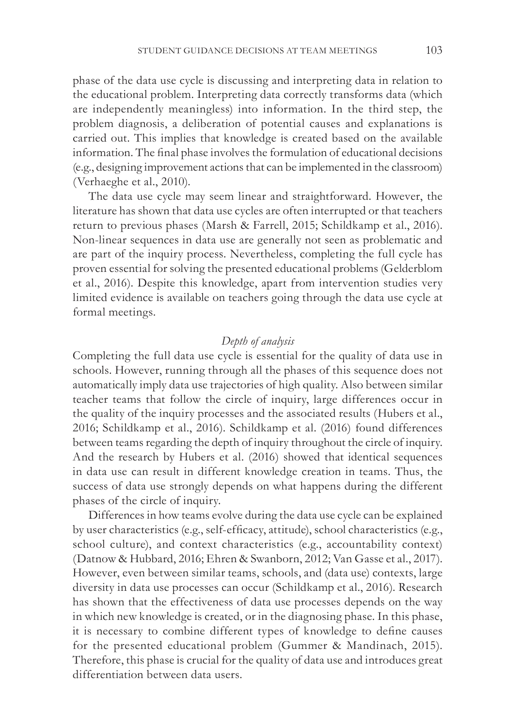phase of the data use cycle is discussing and interpreting data in relation to the educational problem. Interpreting data correctly transforms data (which are independently meaningless) into information. In the third step, the problem diagnosis, a deliberation of potential causes and explanations is carried out. This implies that knowledge is created based on the available information. The final phase involves the formulation of educational decisions (e.g., designing improvement actions that can be implemented in the classroom) (Verhaeghe et al., 2010).

The data use cycle may seem linear and straightforward. However, the literature has shown that data use cycles are often interrupted or that teachers return to previous phases (Marsh & Farrell, 2015; Schildkamp et al., 2016). Non-linear sequences in data use are generally not seen as problematic and are part of the inquiry process. Nevertheless, completing the full cycle has proven essential for solving the presented educational problems (Gelderblom et al., 2016). Despite this knowledge, apart from intervention studies very limited evidence is available on teachers going through the data use cycle at formal meetings.

### *Depth of analysis*

Completing the full data use cycle is essential for the quality of data use in schools. However, running through all the phases of this sequence does not automatically imply data use trajectories of high quality. Also between similar teacher teams that follow the circle of inquiry, large differences occur in the quality of the inquiry processes and the associated results (Hubers et al., 2016; Schildkamp et al., 2016). Schildkamp et al. (2016) found differences between teams regarding the depth of inquiry throughout the circle of inquiry. And the research by Hubers et al. (2016) showed that identical sequences in data use can result in different knowledge creation in teams. Thus, the success of data use strongly depends on what happens during the different phases of the circle of inquiry.

Differences in how teams evolve during the data use cycle can be explained by user characteristics (e.g., self-efficacy, attitude), school characteristics (e.g., school culture), and context characteristics (e.g., accountability context) (Datnow & Hubbard, 2016; Ehren & Swanborn, 2012; Van Gasse et al., 2017). However, even between similar teams, schools, and (data use) contexts, large diversity in data use processes can occur (Schildkamp et al., 2016). Research has shown that the effectiveness of data use processes depends on the way in which new knowledge is created, or in the diagnosing phase. In this phase, it is necessary to combine different types of knowledge to define causes for the presented educational problem (Gummer & Mandinach, 2015). Therefore, this phase is crucial for the quality of data use and introduces great differentiation between data users.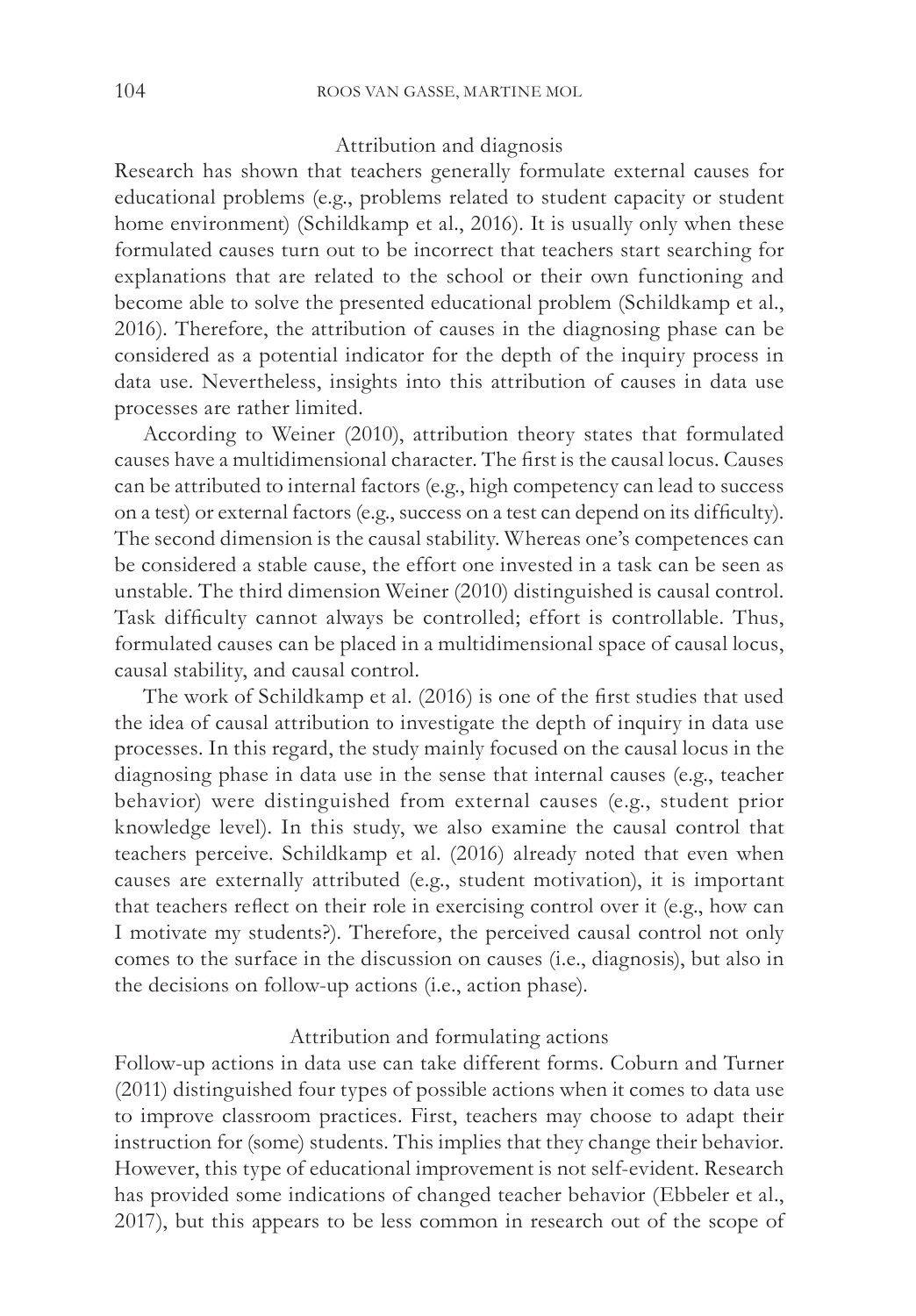### Attribution and diagnosis

Research has shown that teachers generally formulate external causes for educational problems (e.g., problems related to student capacity or student home environment) (Schildkamp et al., 2016). It is usually only when these formulated causes turn out to be incorrect that teachers start searching for explanations that are related to the school or their own functioning and become able to solve the presented educational problem (Schildkamp et al., 2016). Therefore, the attribution of causes in the diagnosing phase can be considered as a potential indicator for the depth of the inquiry process in data use. Nevertheless, insights into this attribution of causes in data use processes are rather limited.

According to Weiner (2010), attribution theory states that formulated causes have a multidimensional character. The first is the causal locus. Causes can be attributed to internal factors (e.g., high competency can lead to success on a test) or external factors (e.g., success on a test can depend on its difficulty). The second dimension is the causal stability. Whereas one's competences can be considered a stable cause, the effort one invested in a task can be seen as unstable. The third dimension Weiner (2010) distinguished is causal control. Task difficulty cannot always be controlled; effort is controllable. Thus, formulated causes can be placed in a multidimensional space of causal locus, causal stability, and causal control.

The work of Schildkamp et al. (2016) is one of the first studies that used the idea of causal attribution to investigate the depth of inquiry in data use processes. In this regard, the study mainly focused on the causal locus in the diagnosing phase in data use in the sense that internal causes (e.g., teacher behavior) were distinguished from external causes (e.g., student prior knowledge level). In this study, we also examine the causal control that teachers perceive. Schildkamp et al. (2016) already noted that even when causes are externally attributed (e.g., student motivation), it is important that teachers reflect on their role in exercising control over it (e.g., how can I motivate my students?). Therefore, the perceived causal control not only comes to the surface in the discussion on causes (i.e., diagnosis), but also in the decisions on follow-up actions (i.e., action phase).

### Attribution and formulating actions

Follow-up actions in data use can take different forms. Coburn and Turner (2011) distinguished four types of possible actions when it comes to data use to improve classroom practices. First, teachers may choose to adapt their instruction for (some) students. This implies that they change their behavior. However, this type of educational improvement is not self-evident. Research has provided some indications of changed teacher behavior (Ebbeler et al., 2017), but this appears to be less common in research out of the scope of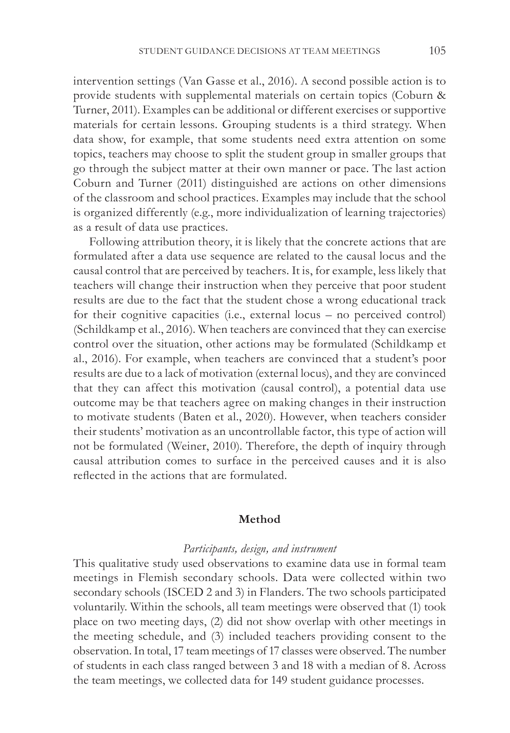intervention settings (Van Gasse et al., 2016). A second possible action is to provide students with supplemental materials on certain topics (Coburn & Turner, 2011). Examples can be additional or different exercises or supportive materials for certain lessons. Grouping students is a third strategy. When data show, for example, that some students need extra attention on some topics, teachers may choose to split the student group in smaller groups that go through the subject matter at their own manner or pace. The last action Coburn and Turner (2011) distinguished are actions on other dimensions of the classroom and school practices. Examples may include that the school is organized differently (e.g., more individualization of learning trajectories) as a result of data use practices.

Following attribution theory, it is likely that the concrete actions that are formulated after a data use sequence are related to the causal locus and the causal control that are perceived by teachers. It is, for example, less likely that teachers will change their instruction when they perceive that poor student results are due to the fact that the student chose a wrong educational track for their cognitive capacities (i.e., external locus – no perceived control) (Schildkamp et al., 2016). When teachers are convinced that they can exercise control over the situation, other actions may be formulated (Schildkamp et al., 2016). For example, when teachers are convinced that a student's poor results are due to a lack of motivation (external locus), and they are convinced that they can affect this motivation (causal control), a potential data use outcome may be that teachers agree on making changes in their instruction to motivate students (Baten et al., 2020). However, when teachers consider their students' motivation as an uncontrollable factor, this type of action will not be formulated (Weiner, 2010). Therefore, the depth of inquiry through causal attribution comes to surface in the perceived causes and it is also reflected in the actions that are formulated.

## Method

### *Participants, design, and instrument*

This qualitative study used observations to examine data use in formal team meetings in Flemish secondary schools. Data were collected within two secondary schools (ISCED 2 and 3) in Flanders. The two schools participated voluntarily. Within the schools, all team meetings were observed that (1) took place on two meeting days, (2) did not show overlap with other meetings in the meeting schedule, and (3) included teachers providing consent to the observation. In total, 17 team meetings of 17 classes were observed. The number of students in each class ranged between 3 and 18 with a median of 8. Across the team meetings, we collected data for 149 student guidance processes.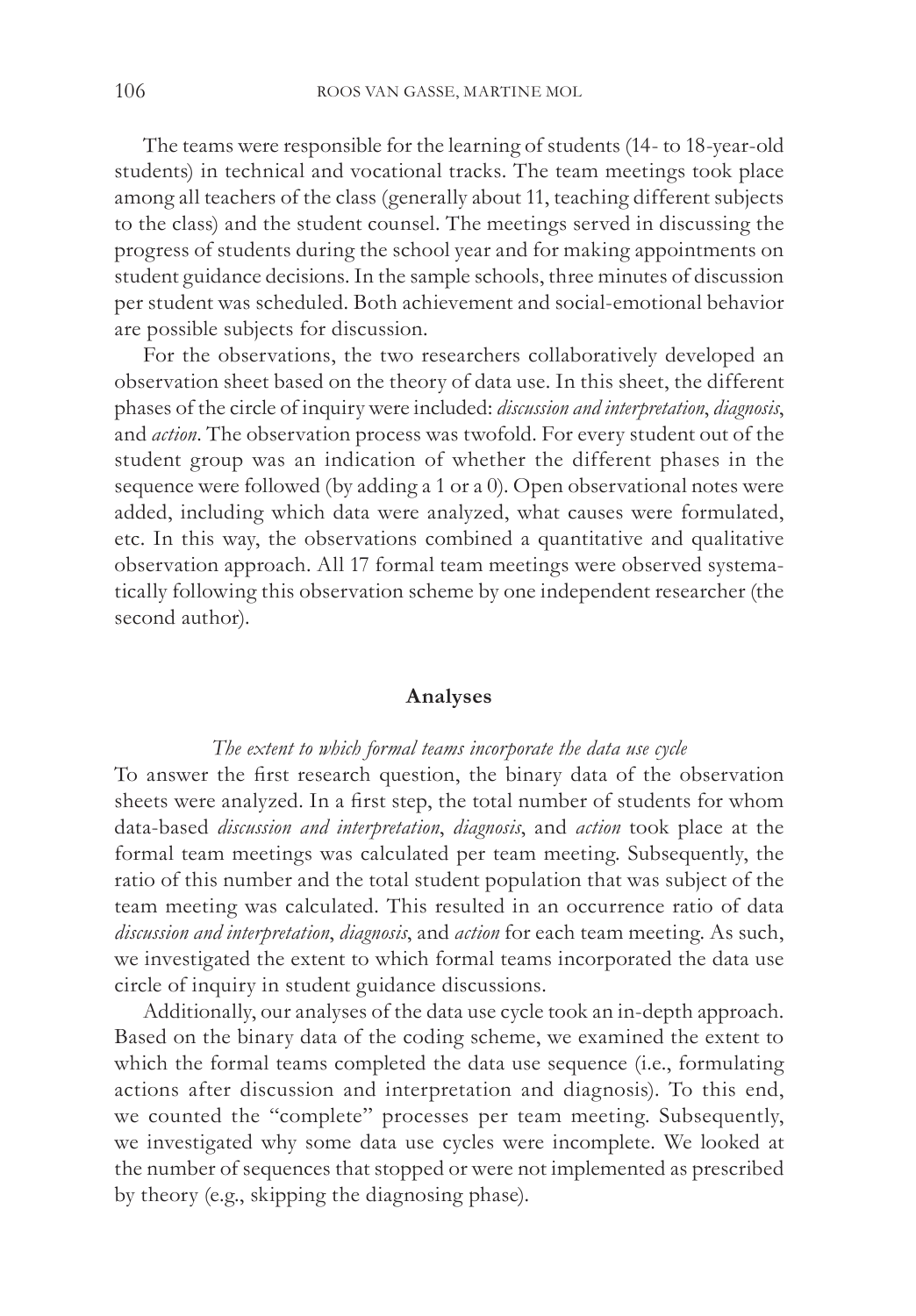The teams were responsible for the learning of students (14- to 18-year-old students) in technical and vocational tracks. The team meetings took place among all teachers of the class (generally about 11, teaching different subjects to the class) and the student counsel. The meetings served in discussing the progress of students during the school year and for making appointments on student guidance decisions. In the sample schools, three minutes of discussion per student was scheduled. Both achievement and social-emotional behavior are possible subjects for discussion.

For the observations, the two researchers collaboratively developed an observation sheet based on the theory of data use. In this sheet, the different phases of the circle of inquiry were included: *discussion and interpretation*, *diagnosis*, and *action*. The observation process was twofold. For every student out of the student group was an indication of whether the different phases in the sequence were followed (by adding a 1 or a 0). Open observational notes were added, including which data were analyzed, what causes were formulated, etc. In this way, the observations combined a quantitative and qualitative observation approach. All 17 formal team meetings were observed systematically following this observation scheme by one independent researcher (the second author).

## Analyses

### *The extent to which formal teams incorporate the data use cycle*

To answer the first research question, the binary data of the observation sheets were analyzed. In a first step, the total number of students for whom data-based *discussion and interpretation*, *diagnosis*, and *action* took place at the formal team meetings was calculated per team meeting. Subsequently, the ratio of this number and the total student population that was subject of the team meeting was calculated. This resulted in an occurrence ratio of data *discussion and interpretation*, *diagnosis*, and *action* for each team meeting. As such, we investigated the extent to which formal teams incorporated the data use circle of inquiry in student guidance discussions.

Additionally, our analyses of the data use cycle took an in-depth approach. Based on the binary data of the coding scheme, we examined the extent to which the formal teams completed the data use sequence (i.e., formulating actions after discussion and interpretation and diagnosis). To this end, we counted the "complete" processes per team meeting. Subsequently, we investigated why some data use cycles were incomplete. We looked at the number of sequences that stopped or were not implemented as prescribed by theory (e.g., skipping the diagnosing phase).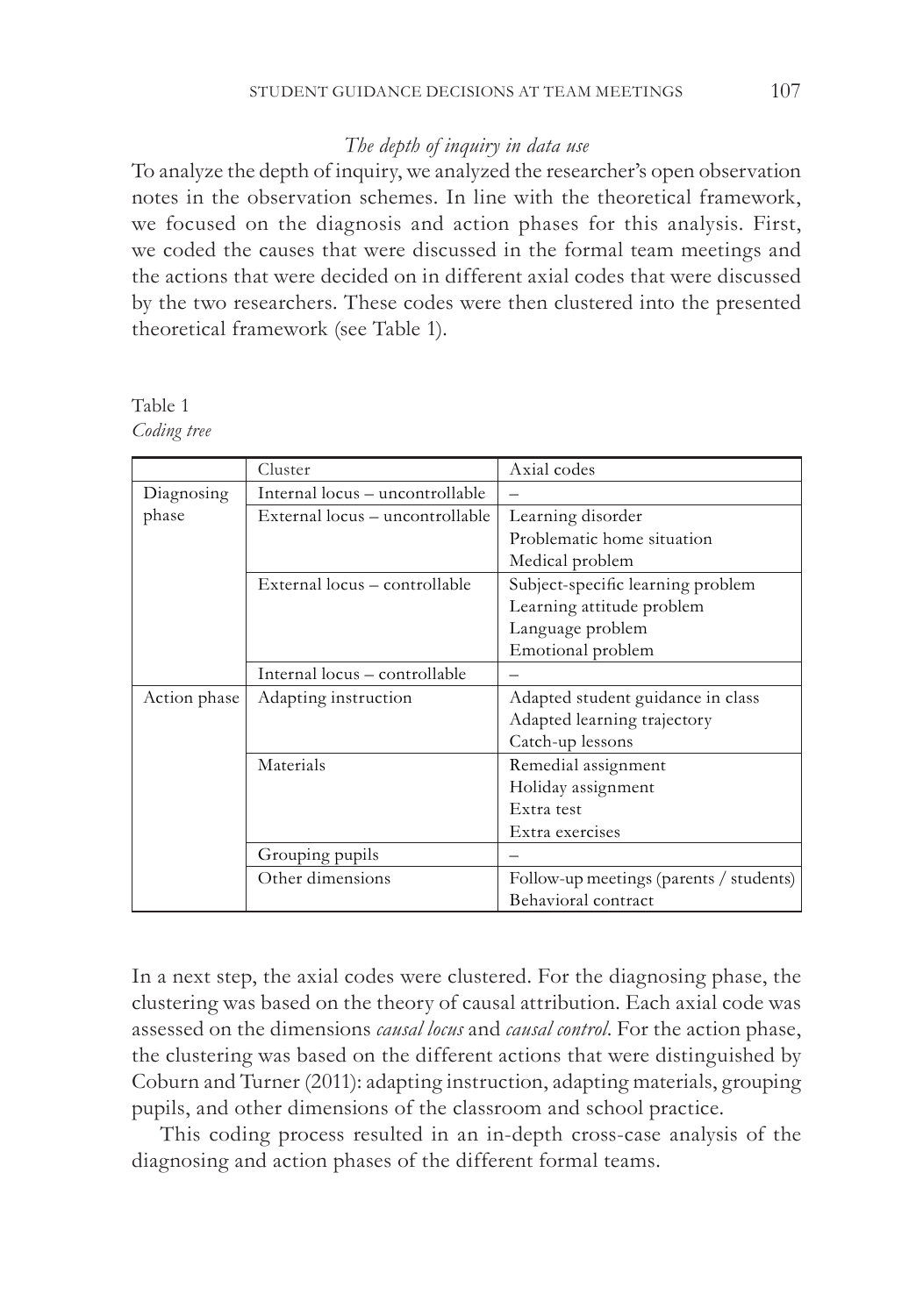*The depth of inquiry in data use*

To analyze the depth of inquiry, we analyzed the researcher's open observation notes in the observation schemes. In line with the theoretical framework, we focused on the diagnosis and action phases for this analysis. First, we coded the causes that were discussed in the formal team meetings and the actions that were decided on in different axial codes that were discussed by the two researchers. These codes were then clustered into the presented theoretical framework (see Table 1).

Table 1
*Coding tree*

| | Cluster | Axial codes |
|---|---|---|
| Diagnosing phase | Internal locus – uncontrollable | – |
| | External locus – uncontrollable | Learning disorder<br>Problematic home situation<br>Medical problem |
| | External locus – controllable | Subject-specific learning problem<br>Learning attitude problem<br>Language problem<br>Emotional problem |
| | Internal locus – controllable | – |
| Action phase | Adapting instruction | Adapted student guidance in class<br>Adapted learning trajectory<br>Catch-up lessons |
| | Materials | Remedial assignment<br>Holiday assignment<br>Extra test<br>Extra exercises |
| | Grouping pupils | – |
| | Other dimensions | Follow-up meetings (parents / students)<br>Behavioral contract |

In a next step, the axial codes were clustered. For the diagnosing phase, the clustering was based on the theory of causal attribution. Each axial code was assessed on the dimensions *causal locus* and *causal control*. For the action phase, the clustering was based on the different actions that were distinguished by Coburn and Turner (2011): adapting instruction, adapting materials, grouping pupils, and other dimensions of the classroom and school practice.

This coding process resulted in an in-depth cross-case analysis of the diagnosing and action phases of the different formal teams.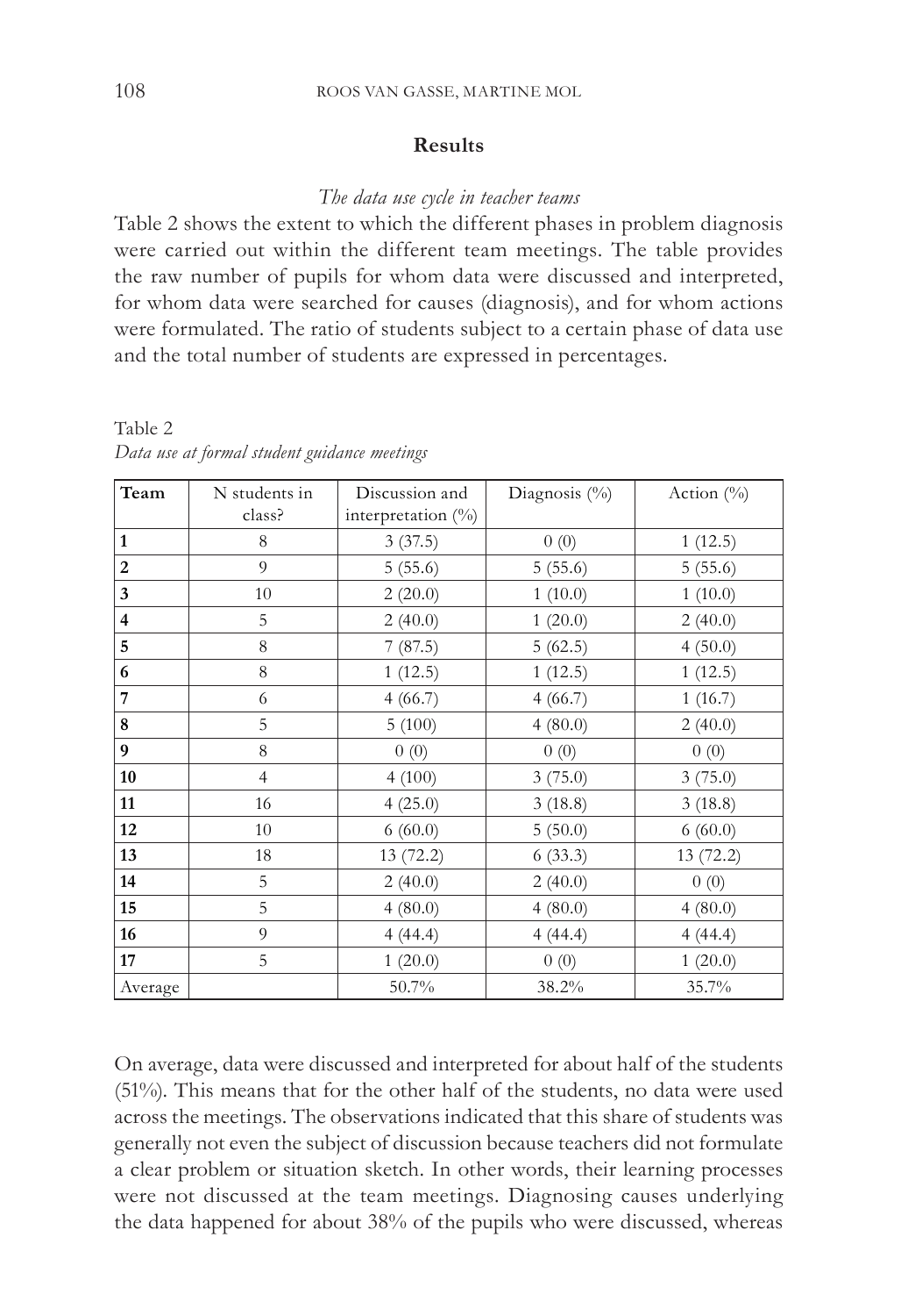## Results

### *The data use cycle in teacher teams*

Table 2 shows the extent to which the different phases in problem diagnosis were carried out within the different team meetings. The table provides the raw number of pupils for whom data were discussed and interpreted, for whom data were searched for causes (diagnosis), and for whom actions were formulated. The ratio of students subject to a certain phase of data use and the total number of students are expressed in percentages.

Table 2

*Data use at formal student guidance meetings*

| Team | N students in class? | Discussion and interpretation (%) | Diagnosis (%) | Action (%) |
|---|---|---|---|---|
| **1** | 8 | 3 (37.5) | 0 (0) | 1 (12.5) |
| **2** | 9 | 5 (55.6) | 5 (55.6) | 5 (55.6) |
| **3** | 10 | 2 (20.0) | 1 (10.0) | 1 (10.0) |
| **4** | 5 | 2 (40.0) | 1 (20.0) | 2 (40.0) |
| **5** | 8 | 7 (87.5) | 5 (62.5) | 4 (50.0) |
| **6** | 8 | 1 (12.5) | 1 (12.5) | 1 (12.5) |
| **7** | 6 | 4 (66.7) | 4 (66.7) | 1 (16.7) |
| **8** | 5 | 5 (100) | 4 (80.0) | 2 (40.0) |
| **9** | 8 | 0 (0) | 0 (0) | 0 (0) |
| **10** | 4 | 4 (100) | 3 (75.0) | 3 (75.0) |
| **11** | 16 | 4 (25.0) | 3 (18.8) | 3 (18.8) |
| **12** | 10 | 6 (60.0) | 5 (50.0) | 6 (60.0) |
| **13** | 18 | 13 (72.2) | 6 (33.3) | 13 (72.2) |
| **14** | 5 | 2 (40.0) | 2 (40.0) | 0 (0) |
| **15** | 5 | 4 (80.0) | 4 (80.0) | 4 (80.0) |
| **16** | 9 | 4 (44.4) | 4 (44.4) | 4 (44.4) |
| **17** | 5 | 1 (20.0) | 0 (0) | 1 (20.0) |
| Average | | 50.7% | 38.2% | 35.7% |

On average, data were discussed and interpreted for about half of the students (51%). This means that for the other half of the students, no data were used across the meetings. The observations indicated that this share of students was generally not even the subject of discussion because teachers did not formulate a clear problem or situation sketch. In other words, their learning processes were not discussed at the team meetings. Diagnosing causes underlying the data happened for about 38% of the pupils who were discussed, whereas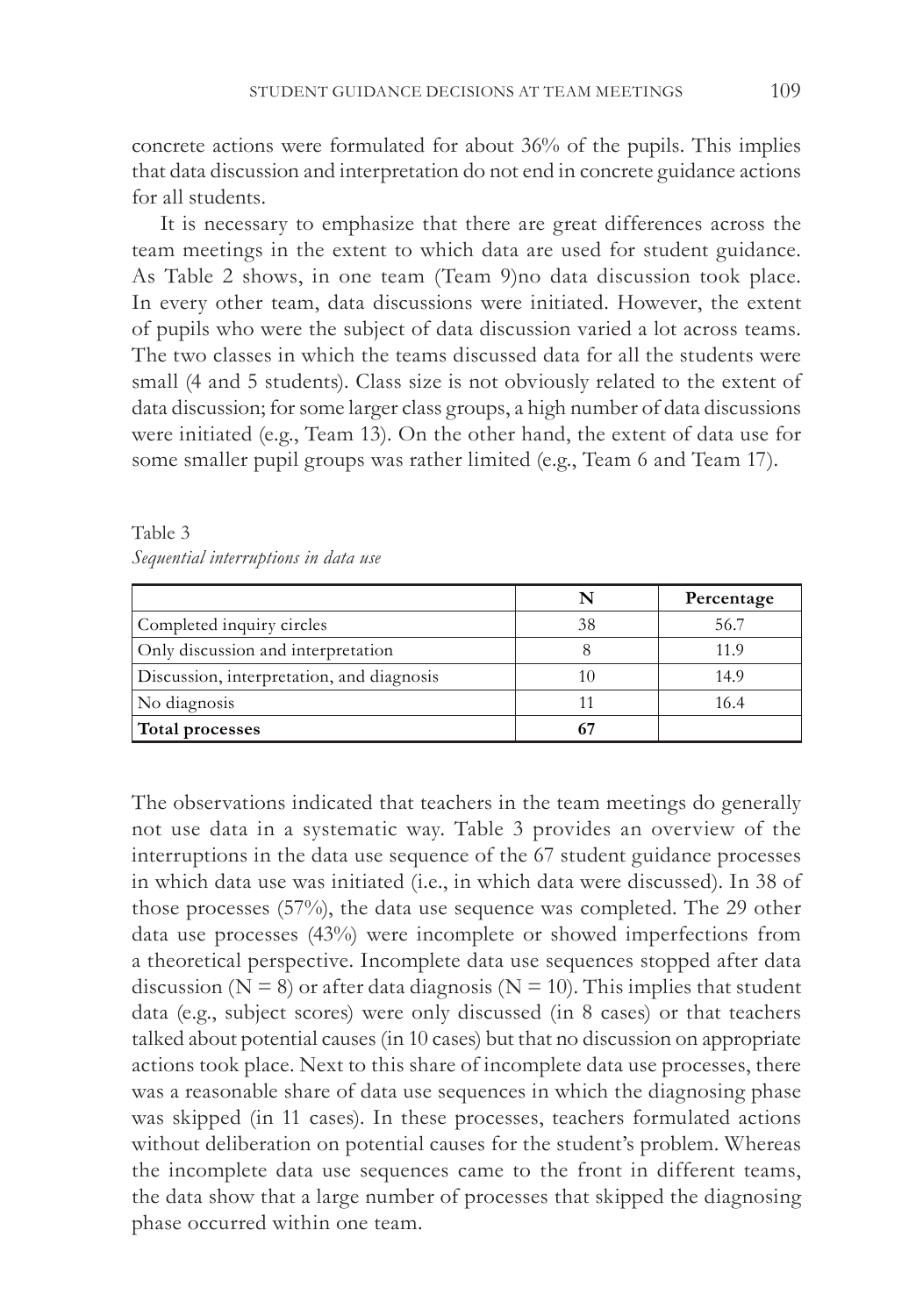concrete actions were formulated for about 36% of the pupils. This implies that data discussion and interpretation do not end in concrete guidance actions for all students.

It is necessary to emphasize that there are great differences across the team meetings in the extent to which data are used for student guidance. As Table 2 shows, in one team (Team 9)no data discussion took place. In every other team, data discussions were initiated. However, the extent of pupils who were the subject of data discussion varied a lot across teams. The two classes in which the teams discussed data for all the students were small (4 and 5 students). Class size is not obviously related to the extent of data discussion; for some larger class groups, a high number of data discussions were initiated (e.g., Team 13). On the other hand, the extent of data use for some smaller pupil groups was rather limited (e.g., Team 6 and Team 17).

Table 3
*Sequential interruptions in data use*

| | N | Percentage |
|---|---|---|
| Completed inquiry circles | 38 | 56.7 |
| Only discussion and interpretation | 8 | 11.9 |
| Discussion, interpretation, and diagnosis | 10 | 14.9 |
| No diagnosis | 11 | 16.4 |
| **Total processes** | **67** | |

The observations indicated that teachers in the team meetings do generally not use data in a systematic way. Table 3 provides an overview of the interruptions in the data use sequence of the 67 student guidance processes in which data use was initiated (i.e., in which data were discussed). In 38 of those processes (57%), the data use sequence was completed. The 29 other data use processes (43%) were incomplete or showed imperfections from a theoretical perspective. Incomplete data use sequences stopped after data discussion (N = 8) or after data diagnosis (N = 10). This implies that student data (e.g., subject scores) were only discussed (in 8 cases) or that teachers talked about potential causes (in 10 cases) but that no discussion on appropriate actions took place. Next to this share of incomplete data use processes, there was a reasonable share of data use sequences in which the diagnosing phase was skipped (in 11 cases). In these processes, teachers formulated actions without deliberation on potential causes for the student's problem. Whereas the incomplete data use sequences came to the front in different teams, the data show that a large number of processes that skipped the diagnosing phase occurred within one team.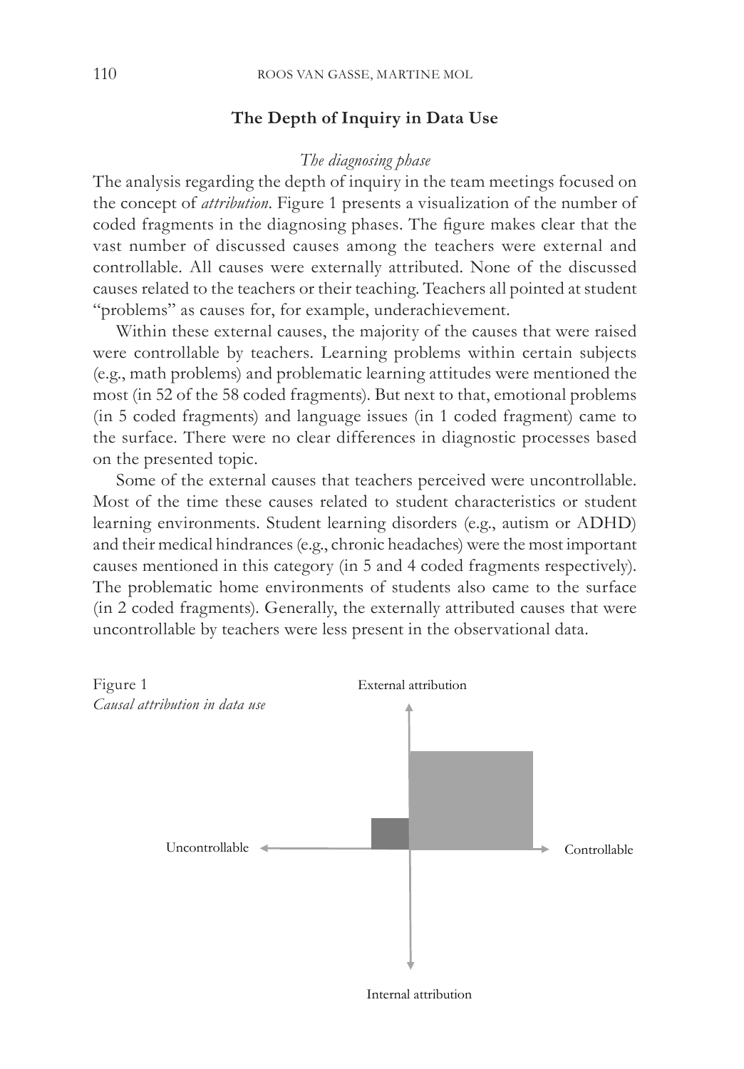## The Depth of Inquiry in Data Use

### *The diagnosing phase*

The analysis regarding the depth of inquiry in the team meetings focused on the concept of *attribution*. Figure 1 presents a visualization of the number of coded fragments in the diagnosing phases. The figure makes clear that the vast number of discussed causes among the teachers were external and controllable. All causes were externally attributed. None of the discussed causes related to the teachers or their teaching. Teachers all pointed at student "problems" as causes for, for example, underachievement.

Within these external causes, the majority of the causes that were raised were controllable by teachers. Learning problems within certain subjects (e.g., math problems) and problematic learning attitudes were mentioned the most (in 52 of the 58 coded fragments). But next to that, emotional problems (in 5 coded fragments) and language issues (in 1 coded fragment) came to the surface. There were no clear differences in diagnostic processes based on the presented topic.

Some of the external causes that teachers perceived were uncontrollable. Most of the time these causes related to student characteristics or student learning environments. Student learning disorders (e.g., autism or ADHD) and their medical hindrances (e.g., chronic headaches) were the most important causes mentioned in this category (in 5 and 4 coded fragments respectively). The problematic home environments of students also came to the surface (in 2 coded fragments). Generally, the externally attributed causes that were uncontrollable by teachers were less present in the observational data.

Figure 1
*Causal attribution in data use*

External attribution

Uncontrollable Controllable

Internal attribution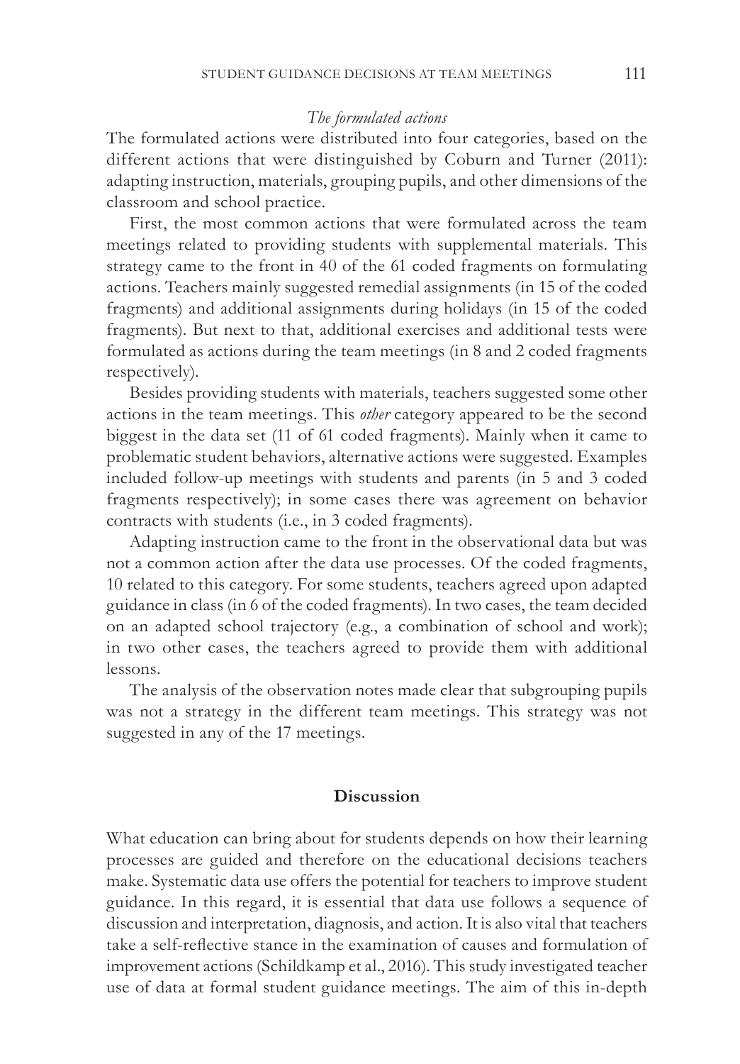### *The formulated actions*

The formulated actions were distributed into four categories, based on the different actions that were distinguished by Coburn and Turner (2011): adapting instruction, materials, grouping pupils, and other dimensions of the classroom and school practice.

First, the most common actions that were formulated across the team meetings related to providing students with supplemental materials. This strategy came to the front in 40 of the 61 coded fragments on formulating actions. Teachers mainly suggested remedial assignments (in 15 of the coded fragments) and additional assignments during holidays (in 15 of the coded fragments). But next to that, additional exercises and additional tests were formulated as actions during the team meetings (in 8 and 2 coded fragments respectively).

Besides providing students with materials, teachers suggested some other actions in the team meetings. This *other* category appeared to be the second biggest in the data set (11 of 61 coded fragments). Mainly when it came to problematic student behaviors, alternative actions were suggested. Examples included follow-up meetings with students and parents (in 5 and 3 coded fragments respectively); in some cases there was agreement on behavior contracts with students (i.e., in 3 coded fragments).

Adapting instruction came to the front in the observational data but was not a common action after the data use processes. Of the coded fragments, 10 related to this category. For some students, teachers agreed upon adapted guidance in class (in 6 of the coded fragments). In two cases, the team decided on an adapted school trajectory (e.g., a combination of school and work); in two other cases, the teachers agreed to provide them with additional lessons.

The analysis of the observation notes made clear that subgrouping pupils was not a strategy in the different team meetings. This strategy was not suggested in any of the 17 meetings.

## Discussion

What education can bring about for students depends on how their learning processes are guided and therefore on the educational decisions teachers make. Systematic data use offers the potential for teachers to improve student guidance. In this regard, it is essential that data use follows a sequence of discussion and interpretation, diagnosis, and action. It is also vital that teachers take a self-reflective stance in the examination of causes and formulation of improvement actions (Schildkamp et al., 2016). This study investigated teacher use of data at formal student guidance meetings. The aim of this in-depth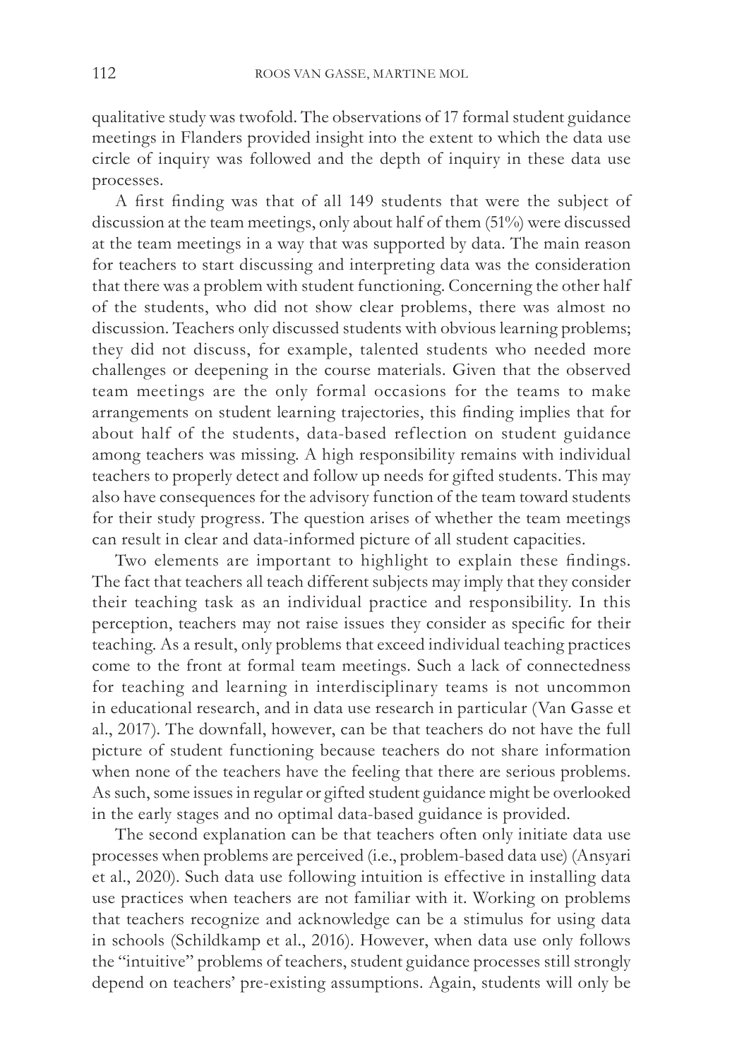qualitative study was twofold. The observations of 17 formal student guidance meetings in Flanders provided insight into the extent to which the data use circle of inquiry was followed and the depth of inquiry in these data use processes.

A first finding was that of all 149 students that were the subject of discussion at the team meetings, only about half of them (51%) were discussed at the team meetings in a way that was supported by data. The main reason for teachers to start discussing and interpreting data was the consideration that there was a problem with student functioning. Concerning the other half of the students, who did not show clear problems, there was almost no discussion. Teachers only discussed students with obvious learning problems; they did not discuss, for example, talented students who needed more challenges or deepening in the course materials. Given that the observed team meetings are the only formal occasions for the teams to make arrangements on student learning trajectories, this finding implies that for about half of the students, data-based reflection on student guidance among teachers was missing. A high responsibility remains with individual teachers to properly detect and follow up needs for gifted students. This may also have consequences for the advisory function of the team toward students for their study progress. The question arises of whether the team meetings can result in clear and data-informed picture of all student capacities.

Two elements are important to highlight to explain these findings. The fact that teachers all teach different subjects may imply that they consider their teaching task as an individual practice and responsibility. In this perception, teachers may not raise issues they consider as specific for their teaching. As a result, only problems that exceed individual teaching practices come to the front at formal team meetings. Such a lack of connectedness for teaching and learning in interdisciplinary teams is not uncommon in educational research, and in data use research in particular (Van Gasse et al., 2017). The downfall, however, can be that teachers do not have the full picture of student functioning because teachers do not share information when none of the teachers have the feeling that there are serious problems. As such, some issues in regular or gifted student guidance might be overlooked in the early stages and no optimal data-based guidance is provided.

The second explanation can be that teachers often only initiate data use processes when problems are perceived (i.e., problem-based data use) (Ansyari et al., 2020). Such data use following intuition is effective in installing data use practices when teachers are not familiar with it. Working on problems that teachers recognize and acknowledge can be a stimulus for using data in schools (Schildkamp et al., 2016). However, when data use only follows the "intuitive" problems of teachers, student guidance processes still strongly depend on teachers' pre-existing assumptions. Again, students will only be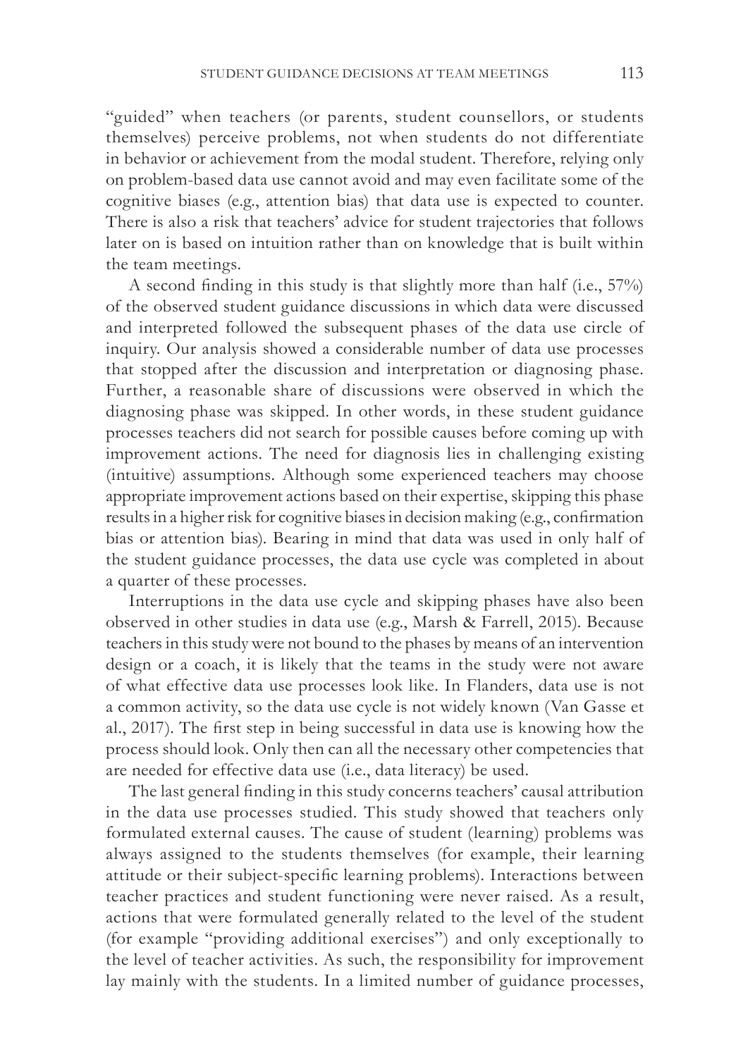"guided" when teachers (or parents, student counsellors, or students themselves) perceive problems, not when students do not differentiate in behavior or achievement from the modal student. Therefore, relying only on problem-based data use cannot avoid and may even facilitate some of the cognitive biases (e.g., attention bias) that data use is expected to counter. There is also a risk that teachers' advice for student trajectories that follows later on is based on intuition rather than on knowledge that is built within the team meetings.

A second finding in this study is that slightly more than half (i.e., 57%) of the observed student guidance discussions in which data were discussed and interpreted followed the subsequent phases of the data use circle of inquiry. Our analysis showed a considerable number of data use processes that stopped after the discussion and interpretation or diagnosing phase. Further, a reasonable share of discussions were observed in which the diagnosing phase was skipped. In other words, in these student guidance processes teachers did not search for possible causes before coming up with improvement actions. The need for diagnosis lies in challenging existing (intuitive) assumptions. Although some experienced teachers may choose appropriate improvement actions based on their expertise, skipping this phase results in a higher risk for cognitive biases in decision making (e.g., confirmation bias or attention bias). Bearing in mind that data was used in only half of the student guidance processes, the data use cycle was completed in about a quarter of these processes.

Interruptions in the data use cycle and skipping phases have also been observed in other studies in data use (e.g., Marsh & Farrell, 2015). Because teachers in this study were not bound to the phases by means of an intervention design or a coach, it is likely that the teams in the study were not aware of what effective data use processes look like. In Flanders, data use is not a common activity, so the data use cycle is not widely known (Van Gasse et al., 2017). The first step in being successful in data use is knowing how the process should look. Only then can all the necessary other competencies that are needed for effective data use (i.e., data literacy) be used.

The last general finding in this study concerns teachers' causal attribution in the data use processes studied. This study showed that teachers only formulated external causes. The cause of student (learning) problems was always assigned to the students themselves (for example, their learning attitude or their subject-specific learning problems). Interactions between teacher practices and student functioning were never raised. As a result, actions that were formulated generally related to the level of the student (for example "providing additional exercises") and only exceptionally to the level of teacher activities. As such, the responsibility for improvement lay mainly with the students. In a limited number of guidance processes,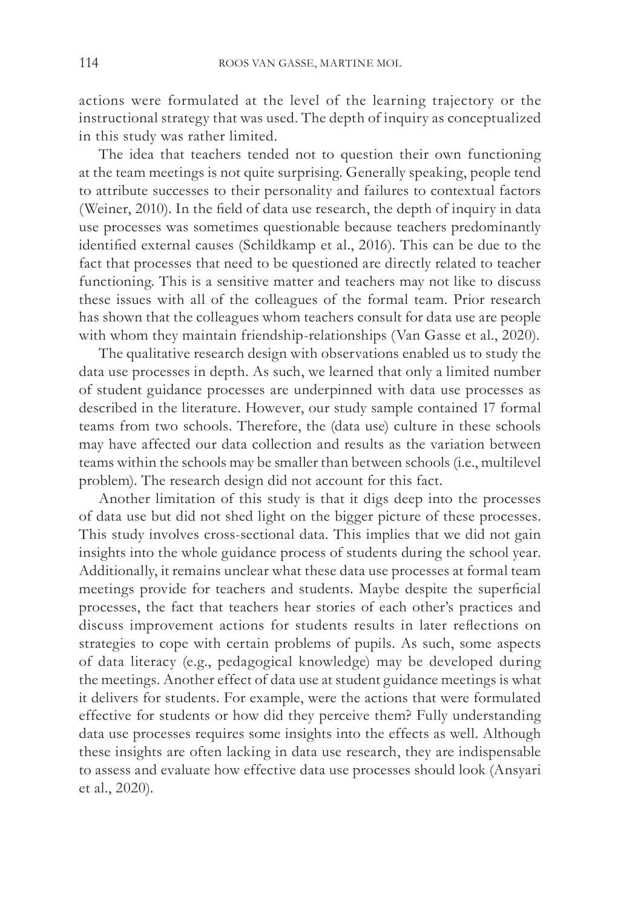actions were formulated at the level of the learning trajectory or the instructional strategy that was used. The depth of inquiry as conceptualized in this study was rather limited.

The idea that teachers tended not to question their own functioning at the team meetings is not quite surprising. Generally speaking, people tend to attribute successes to their personality and failures to contextual factors (Weiner, 2010). In the field of data use research, the depth of inquiry in data use processes was sometimes questionable because teachers predominantly identified external causes (Schildkamp et al., 2016). This can be due to the fact that processes that need to be questioned are directly related to teacher functioning. This is a sensitive matter and teachers may not like to discuss these issues with all of the colleagues of the formal team. Prior research has shown that the colleagues whom teachers consult for data use are people with whom they maintain friendship-relationships (Van Gasse et al., 2020).

The qualitative research design with observations enabled us to study the data use processes in depth. As such, we learned that only a limited number of student guidance processes are underpinned with data use processes as described in the literature. However, our study sample contained 17 formal teams from two schools. Therefore, the (data use) culture in these schools may have affected our data collection and results as the variation between teams within the schools may be smaller than between schools (i.e., multilevel problem). The research design did not account for this fact.

Another limitation of this study is that it digs deep into the processes of data use but did not shed light on the bigger picture of these processes. This study involves cross-sectional data. This implies that we did not gain insights into the whole guidance process of students during the school year. Additionally, it remains unclear what these data use processes at formal team meetings provide for teachers and students. Maybe despite the superficial processes, the fact that teachers hear stories of each other's practices and discuss improvement actions for students results in later reflections on strategies to cope with certain problems of pupils. As such, some aspects of data literacy (e.g., pedagogical knowledge) may be developed during the meetings. Another effect of data use at student guidance meetings is what it delivers for students. For example, were the actions that were formulated effective for students or how did they perceive them? Fully understanding data use processes requires some insights into the effects as well. Although these insights are often lacking in data use research, they are indispensable to assess and evaluate how effective data use processes should look (Ansyari et al., 2020).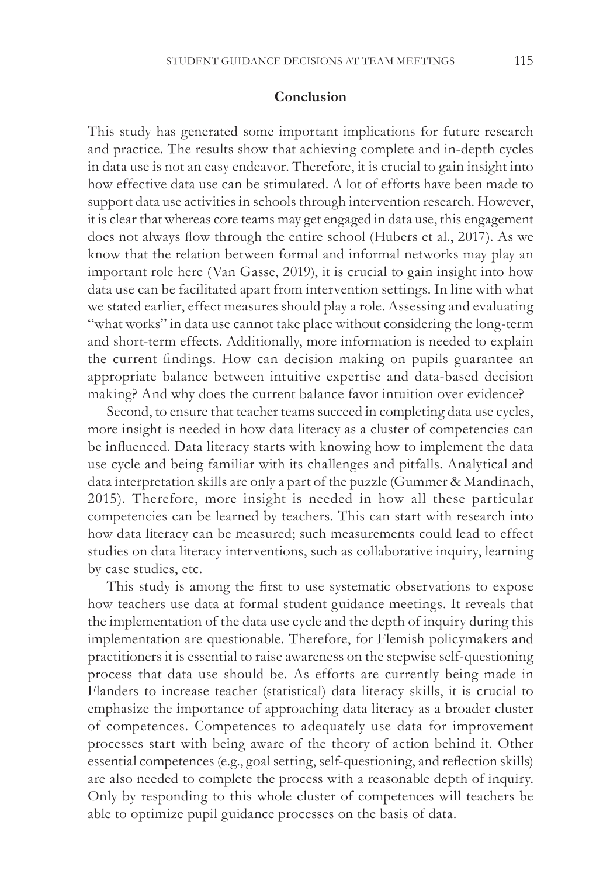## Conclusion

This study has generated some important implications for future research and practice. The results show that achieving complete and in-depth cycles in data use is not an easy endeavor. Therefore, it is crucial to gain insight into how effective data use can be stimulated. A lot of efforts have been made to support data use activities in schools through intervention research. However, it is clear that whereas core teams may get engaged in data use, this engagement does not always flow through the entire school (Hubers et al., 2017). As we know that the relation between formal and informal networks may play an important role here (Van Gasse, 2019), it is crucial to gain insight into how data use can be facilitated apart from intervention settings. In line with what we stated earlier, effect measures should play a role. Assessing and evaluating "what works" in data use cannot take place without considering the long-term and short-term effects. Additionally, more information is needed to explain the current findings. How can decision making on pupils guarantee an appropriate balance between intuitive expertise and data-based decision making? And why does the current balance favor intuition over evidence?

Second, to ensure that teacher teams succeed in completing data use cycles, more insight is needed in how data literacy as a cluster of competencies can be influenced. Data literacy starts with knowing how to implement the data use cycle and being familiar with its challenges and pitfalls. Analytical and data interpretation skills are only a part of the puzzle (Gummer & Mandinach, 2015). Therefore, more insight is needed in how all these particular competencies can be learned by teachers. This can start with research into how data literacy can be measured; such measurements could lead to effect studies on data literacy interventions, such as collaborative inquiry, learning by case studies, etc.

This study is among the first to use systematic observations to expose how teachers use data at formal student guidance meetings. It reveals that the implementation of the data use cycle and the depth of inquiry during this implementation are questionable. Therefore, for Flemish policymakers and practitioners it is essential to raise awareness on the stepwise self-questioning process that data use should be. As efforts are currently being made in Flanders to increase teacher (statistical) data literacy skills, it is crucial to emphasize the importance of approaching data literacy as a broader cluster of competences. Competences to adequately use data for improvement processes start with being aware of the theory of action behind it. Other essential competences (e.g., goal setting, self-questioning, and reflection skills) are also needed to complete the process with a reasonable depth of inquiry. Only by responding to this whole cluster of competences will teachers be able to optimize pupil guidance processes on the basis of data.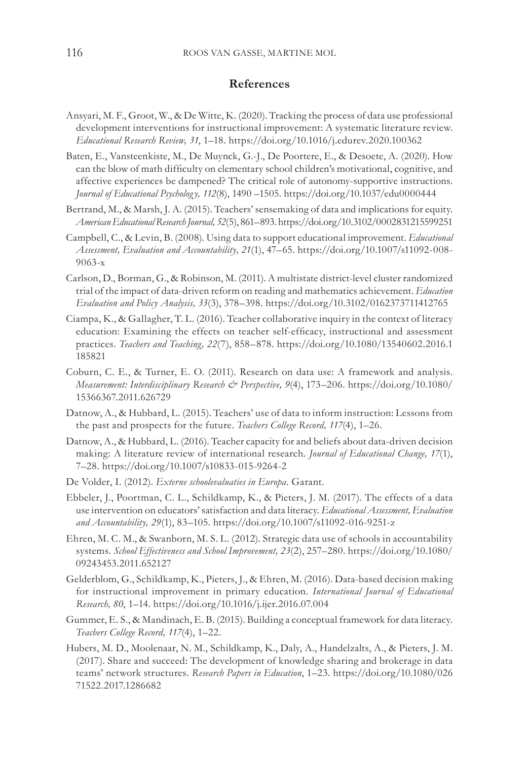## References

Ansyari, M. F., Groot, W., & De Witte, K. (2020). Tracking the process of data use professional development interventions for instructional improvement: A systematic literature review. *Educational Research Review, 31*, 1–18. https://doi.org/10.1016/j.edurev.2020.100362

Baten, E., Vansteenkiste, M., De Muynck, G.-J., De Poortere, E., & Desoete, A. (2020). How can the blow of math difficulty on elementary school children's motivational, cognitive, and affective experiences be dampened? The critical role of autonomy-supportive instructions. *Journal of Educational Psychology, 112*(8), 1490 –1505. https://doi.org/10.1037/edu0000444

Bertrand, M., & Marsh, J. A. (2015). Teachers' sensemaking of data and implications for equity. *American Educational Research Journal, 52*(5), 861–893. https://doi.org/10.3102/0002831215599251

Campbell, C., & Levin, B. (2008). Using data to support educational improvement. *Educational Assessment, Evaluation and Accountability, 21*(1), 47–65. https://doi.org/10.1007/s11092-008-9063-x

Carlson, D., Borman, G., & Robinson, M. (2011). A multistate district-level cluster randomized trial of the impact of data-driven reform on reading and mathematics achievement. *Education Evaluation and Policy Analysis, 33*(3), 378–398. https://doi.org/10.3102/0162373711412765

Ciampa, K., & Gallagher, T. L. (2016). Teacher collaborative inquiry in the context of literacy education: Examining the effects on teacher self-efficacy, instructional and assessment practices. *Teachers and Teaching, 22*(7), 858–878. https://doi.org/10.1080/13540602.2016.1185821

Coburn, C. E., & Turner, E. O. (2011). Research on data use: A framework and analysis. *Measurement: Interdisciplinary Research & Perspective, 9*(4), 173–206. https://doi.org/10.1080/15366367.2011.626729

Datnow, A., & Hubbard, L. (2015). Teachers' use of data to inform instruction: Lessons from the past and prospects for the future. *Teachers College Record, 117*(4), 1–26.

Datnow, A., & Hubbard, L. (2016). Teacher capacity for and beliefs about data-driven decision making: A literature review of international research. *Journal of Educational Change, 17*(1), 7–28. https://doi.org/10.1007/s10833-015-9264-2

De Volder, I. (2012). *Externe schoolevaluaties in Europa*. Garant.

Ebbeler, J., Poortman, C. L., Schildkamp, K., & Pieters, J. M. (2017). The effects of a data use intervention on educators' satisfaction and data literacy. *Educational Assessment, Evaluation and Accountability, 29*(1), 83–105. https://doi.org/10.1007/s11092-016-9251-z

Ehren, M. C. M., & Swanborn, M. S. L. (2012). Strategic data use of schools in accountability systems. *School Effectiveness and School Improvement, 23*(2), 257–280. https://doi.org/10.1080/09243453.2011.652127

Gelderblom, G., Schildkamp, K., Pieters, J., & Ehren, M. (2016). Data-based decision making for instructional improvement in primary education. *International Journal of Educational Research, 80*, 1–14. https://doi.org/10.1016/j.ijer.2016.07.004

Gummer, E. S., & Mandinach, E. B. (2015). Building a conceptual framework for data literacy. *Teachers College Record, 117*(4), 1–22.

Hubers, M. D., Moolenaar, N. M., Schildkamp, K., Daly, A., Handelzalts, A., & Pieters, J. M. (2017). Share and succeed: The development of knowledge sharing and brokerage in data teams' network structures. *Research Papers in Education*, 1–23. https://doi.org/10.1080/02671522.2017.1286682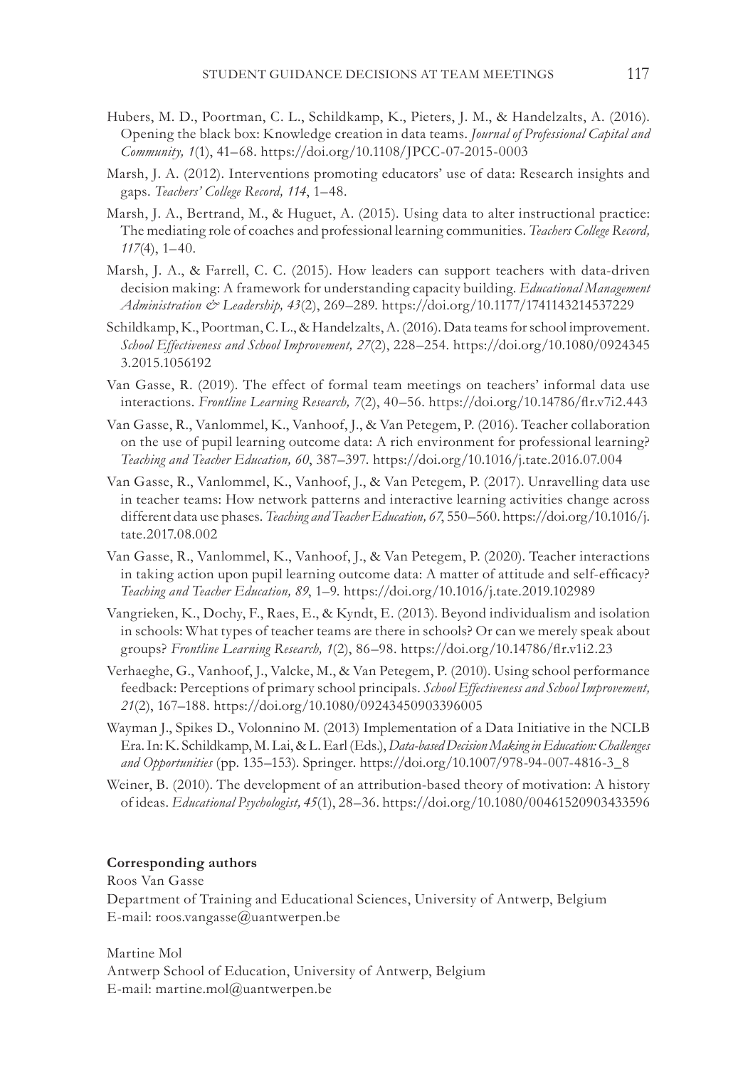Hubers, M. D., Poortman, C. L., Schildkamp, K., Pieters, J. M., & Handelzalts, A. (2016). Opening the black box: Knowledge creation in data teams. *Journal of Professional Capital and Community, 1*(1), 41–68. https://doi.org/10.1108/JPCC-07-2015-0003

Marsh, J. A. (2012). Interventions promoting educators' use of data: Research insights and gaps. *Teachers' College Record, 114*, 1–48.

Marsh, J. A., Bertrand, M., & Huguet, A. (2015). Using data to alter instructional practice: The mediating role of coaches and professional learning communities. *Teachers College Record, 117*(4), 1–40.

Marsh, J. A., & Farrell, C. C. (2015). How leaders can support teachers with data-driven decision making: A framework for understanding capacity building. *Educational Management Administration & Leadership, 43*(2), 269–289. https://doi.org/10.1177/1741143214537229

Schildkamp, K., Poortman, C. L., & Handelzalts, A. (2016). Data teams for school improvement. *School Effectiveness and School Improvement, 27*(2), 228–254. https://doi.org/10.1080/09243453.2015.1056192

Van Gasse, R. (2019). The effect of formal team meetings on teachers' informal data use interactions. *Frontline Learning Research, 7*(2), 40–56. https://doi.org/10.14786/flr.v7i2.443

Van Gasse, R., Vanlommel, K., Vanhoof, J., & Van Petegem, P. (2016). Teacher collaboration on the use of pupil learning outcome data: A rich environment for professional learning? *Teaching and Teacher Education, 60*, 387–397. https://doi.org/10.1016/j.tate.2016.07.004

Van Gasse, R., Vanlommel, K., Vanhoof, J., & Van Petegem, P. (2017). Unravelling data use in teacher teams: How network patterns and interactive learning activities change across different data use phases. *Teaching and Teacher Education, 67*, 550–560. https://doi.org/10.1016/j.tate.2017.08.002

Van Gasse, R., Vanlommel, K., Vanhoof, J., & Van Petegem, P. (2020). Teacher interactions in taking action upon pupil learning outcome data: A matter of attitude and self-efficacy? *Teaching and Teacher Education, 89*, 1–9. https://doi.org/10.1016/j.tate.2019.102989

Vangrieken, K., Dochy, F., Raes, E., & Kyndt, E. (2013). Beyond individualism and isolation in schools: What types of teacher teams are there in schools? Or can we merely speak about groups? *Frontline Learning Research, 1*(2), 86–98. https://doi.org/10.14786/flr.v1i2.23

Verhaeghe, G., Vanhoof, J., Valcke, M., & Van Petegem, P. (2010). Using school performance feedback: Perceptions of primary school principals. *School Effectiveness and School Improvement, 21*(2), 167–188. https://doi.org/10.1080/09243450903396005

Wayman J., Spikes D., Volonnino M. (2013) Implementation of a Data Initiative in the NCLB Era. In: K. Schildkamp, M. Lai, & L. Earl (Eds.), *Data-based Decision Making in Education: Challenges and Opportunities* (pp. 135–153). Springer. https://doi.org/10.1007/978-94-007-4816-3_8

Weiner, B. (2010). The development of an attribution-based theory of motivation: A history of ideas. *Educational Psychologist, 45*(1), 28–36. https://doi.org/10.1080/00461520903433596

**Corresponding authors**

Roos Van Gasse
Department of Training and Educational Sciences, University of Antwerp, Belgium
E-mail: roos.vangasse@uantwerpen.be

Martine Mol
Antwerp School of Education, University of Antwerp, Belgium
E-mail: martine.mol@uantwerpen.be